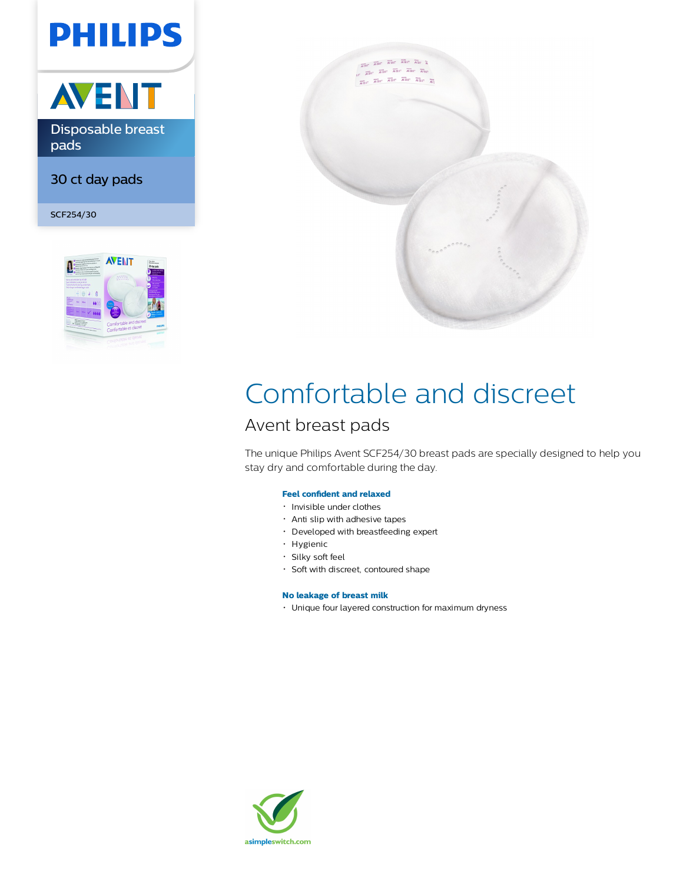PHILIPS

AVENT

Disposable breast pads

30 ct day pads

SCF254/30

# Comfortable and discreet

## Avent breast pads

The unique Philips Avent SCF254/30 breast pads are specially designed to help you stay dry and comfortable during the day.

**Feel confident and relaxed**

- Invisible under clothes
- Anti slip with adhesive tapes
- Developed with breastfeeding expert
- Hygienic
- Silky soft feel
- Soft with discreet, contoured shape

**No leakage of breast milk**

- Unique four layered construction for maximum dryness

asimpleswitch.com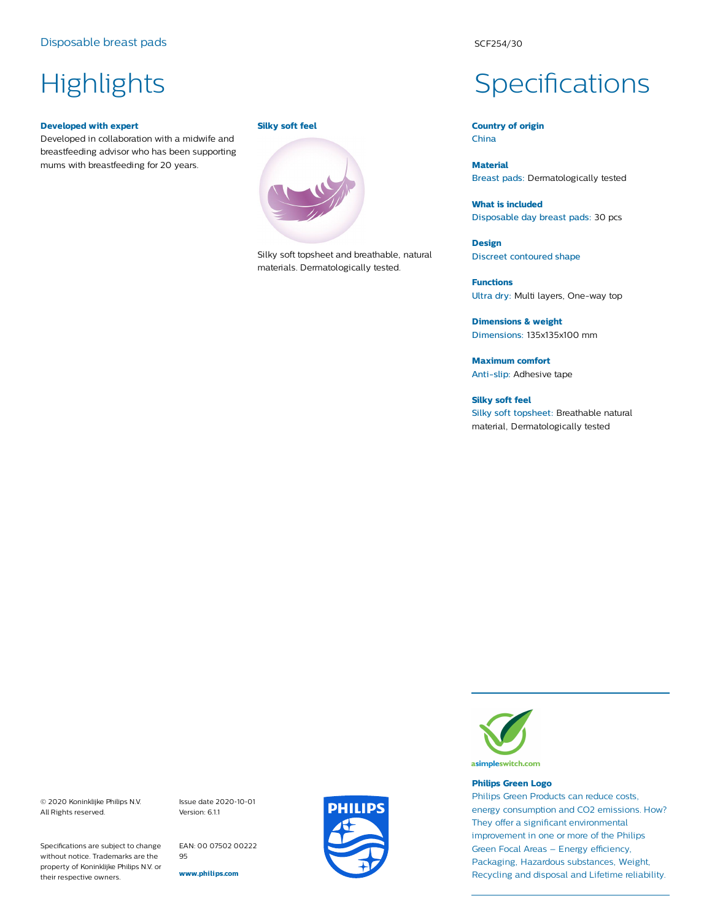Disposable breast pads

SCF254/30

# Highlights

**Developed with expert**

Developed in collaboration with a midwife and breastfeeding advisor who has been supporting mums with breastfeeding for 20 years.

**Silky soft feel**

Silky soft topsheet and breathable, natural materials. Dermatologically tested.

# Specifications

**Country of origin**

China

**Material**

Breast pads: Dermatologically tested

**What is included**

Disposable day breast pads: 30 pcs

**Design**

Discreet contoured shape

**Functions**

Ultra dry: Multi layers, One-way top

**Dimensions & weight**

Dimensions: 135x135x100 mm

**Maximum comfort**

Anti-slip: Adhesive tape

**Silky soft feel**

Silky soft topsheet: Breathable natural material, Dermatologically tested

asimpleswitch.com

**Philips Green Logo**

Philips Green Products can reduce costs, energy consumption and CO2 emissions. How? They offer a significant environmental improvement in one or more of the Philips Green Focal Areas – Energy efficiency, Packaging, Hazardous substances, Weight, Recycling and disposal and Lifetime reliability.

© 2020 Koninklijke Philips N.V.
All Rights reserved.

Specifications are subject to change without notice. Trademarks are the property of Koninklijke Philips N.V. or their respective owners.

Issue date 2020-10-01
Version: 6.1.1

EAN: 00 07502 00222 95

**www.philips.com**

PHILIPS